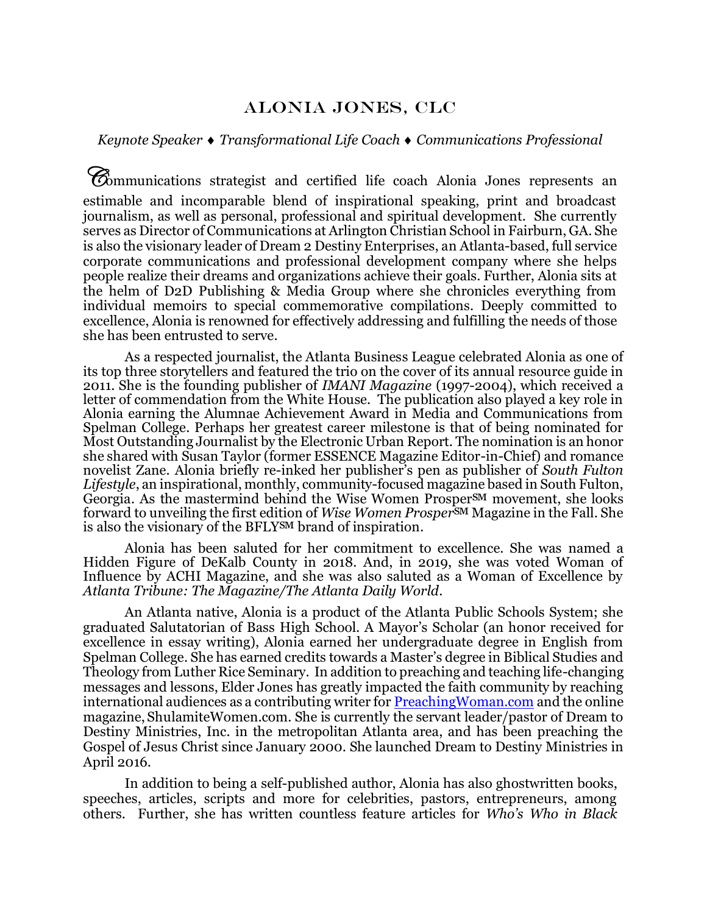# ALONIA JONES, CLC

*Keynote Speaker ♦ Transformational Life Coach ♦ Communications Professional*

Communications strategist and certified life coach Alonia Jones represents an estimable and incomparable blend of inspirational speaking, print and broadcast journalism, as well as personal, professional and spiritual development. She currently serves as Director of Communications at Arlington Christian School in Fairburn, GA. She is also the visionary leader of Dream 2 Destiny Enterprises, an Atlanta-based, full service corporate communications and professional development company where she helps people realize their dreams and organizations achieve their goals. Further, Alonia sits at the helm of D2D Publishing & Media Group where she chronicles everything from individual memoirs to special commemorative compilations. Deeply committed to excellence, Alonia is renowned for effectively addressing and fulfilling the needs of those she has been entrusted to serve.

As a respected journalist, the Atlanta Business League celebrated Alonia as one of its top three storytellers and featured the trio on the cover of its annual resource guide in 2011. She is the founding publisher of *IMANI Magazine* (1997-2004), which received a letter of commendation from the White House. The publication also played a key role in Alonia earning the Alumnae Achievement Award in Media and Communications from Spelman College. Perhaps her greatest career milestone is that of being nominated for Most Outstanding Journalist by the Electronic Urban Report. The nomination is an honor she shared with Susan Taylor (former ESSENCE Magazine Editor-in-Chief) and romance novelist Zane. Alonia briefly re-inked her publisher's pen as publisher of *South Fulton Lifestyle*, an inspirational, monthly, community-focused magazine based in South Fulton, Georgia. As the mastermind behind the Wise Women Prosper℠ movement, she looks forward to unveiling the first edition of *Wise Women Prosper*℠ Magazine in the Fall. She is also the visionary of the BFLY℠ brand of inspiration.

Alonia has been saluted for her commitment to excellence. She was named a Hidden Figure of DeKalb County in 2018. And, in 2019, she was voted Woman of Influence by ACHI Magazine, and she was also saluted as a Woman of Excellence by *Atlanta Tribune: The Magazine/The Atlanta Daily World*.

An Atlanta native, Alonia is a product of the Atlanta Public Schools System; she graduated Salutatorian of Bass High School. A Mayor's Scholar (an honor received for excellence in essay writing), Alonia earned her undergraduate degree in English from Spelman College. She has earned credits towards a Master's degree in Biblical Studies and Theology from Luther Rice Seminary. In addition to preaching and teaching life-changing messages and lessons, Elder Jones has greatly impacted the faith community by reaching international audiences as a contributing writer for [PreachingWoman.com](http://PreachingWoman.com) and the online magazine, ShulamiteWomen.com. She is currently the servant leader/pastor of Dream to Destiny Ministries, Inc. in the metropolitan Atlanta area, and has been preaching the Gospel of Jesus Christ since January 2000. She launched Dream to Destiny Ministries in April 2016.

In addition to being a self-published author, Alonia has also ghostwritten books, speeches, articles, scripts and more for celebrities, pastors, entrepreneurs, among others. Further, she has written countless feature articles for *Who's Who in Black*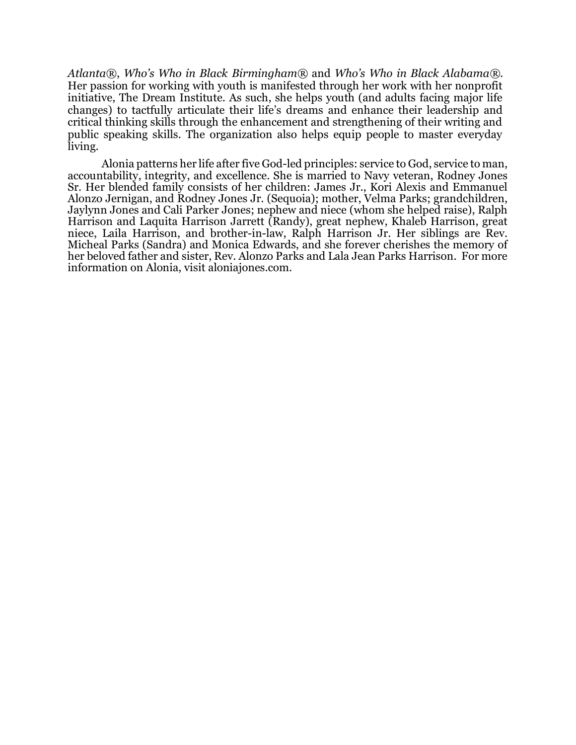*Atlanta*®, *Who's Who in Black Birmingham*® and *Who's Who in Black Alabama*®. Her passion for working with youth is manifested through her work with her nonprofit initiative, The Dream Institute. As such, she helps youth (and adults facing major life changes) to tactfully articulate their life's dreams and enhance their leadership and critical thinking skills through the enhancement and strengthening of their writing and public speaking skills. The organization also helps equip people to master everyday living.

Alonia patterns her life after five God-led principles: service to God, service to man, accountability, integrity, and excellence. She is married to Navy veteran, Rodney Jones Sr. Her blended family consists of her children: James Jr., Kori Alexis and Emmanuel Alonzo Jernigan, and Rodney Jones Jr. (Sequoia); mother, Velma Parks; grandchildren, Jaylynn Jones and Cali Parker Jones; nephew and niece (whom she helped raise), Ralph Harrison and Laquita Harrison Jarrett (Randy), great nephew, Khaleb Harrison, great niece, Laila Harrison, and brother-in-law, Ralph Harrison Jr. Her siblings are Rev. Micheal Parks (Sandra) and Monica Edwards, and she forever cherishes the memory of her beloved father and sister, Rev. Alonzo Parks and Lala Jean Parks Harrison. For more information on Alonia, visit aloniajones.com.